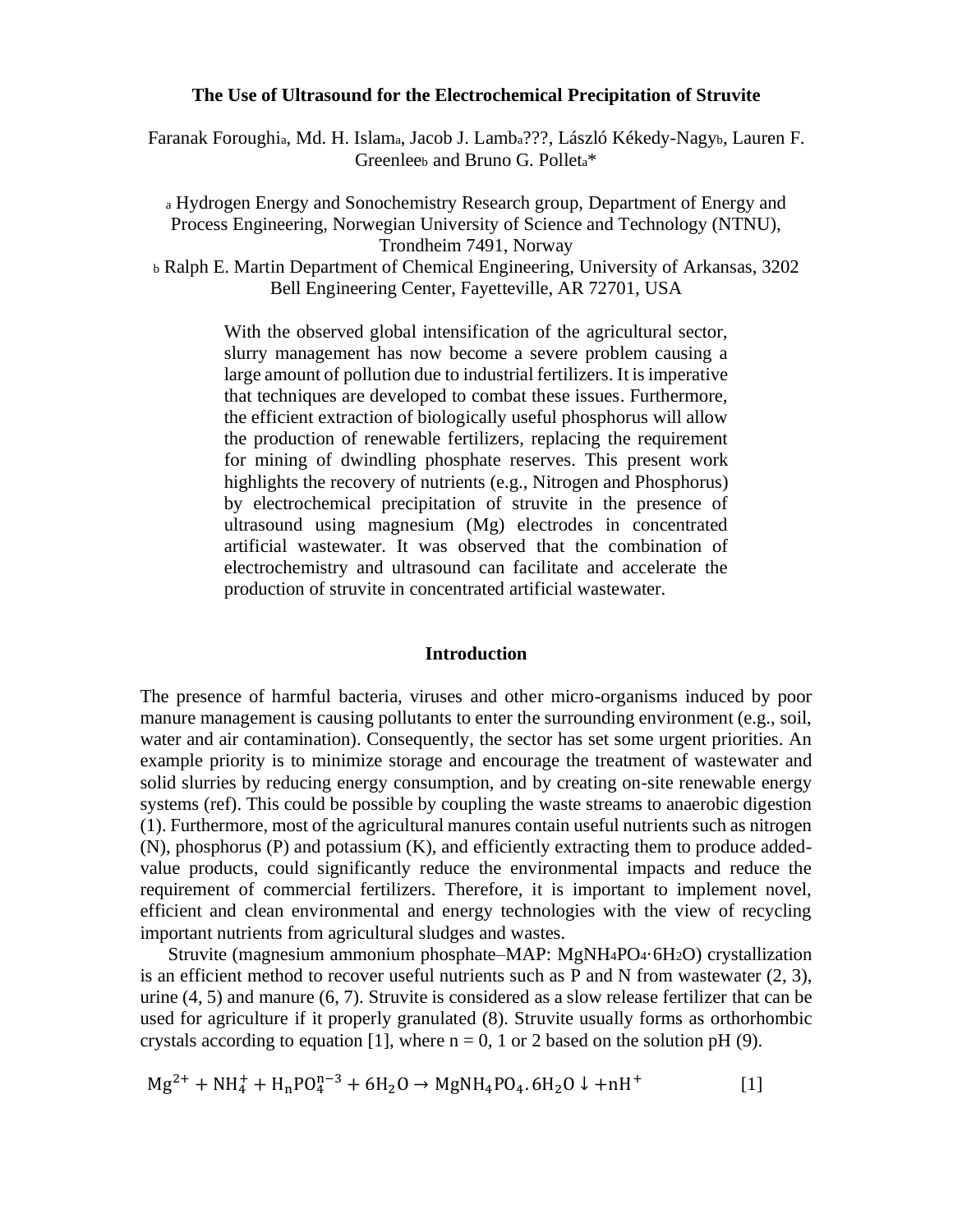# The Use of Ultrasound for the Electrochemical Precipitation of Struvite

Faranak Foroughi[a], Md. H. Islam[a], Jacob J. Lamb[a]???, László Kékedy-Nagy[b], Lauren F. Greenlee[b] and Bruno G. Pollet[a]*

[a] Hydrogen Energy and Sonochemistry Research group, Department of Energy and Process Engineering, Norwegian University of Science and Technology (NTNU), Trondheim 7491, Norway

[b] Ralph E. Martin Department of Chemical Engineering, University of Arkansas, 3202 Bell Engineering Center, Fayetteville, AR 72701, USA

With the observed global intensification of the agricultural sector, slurry management has now become a severe problem causing a large amount of pollution due to industrial fertilizers. It is imperative that techniques are developed to combat these issues. Furthermore, the efficient extraction of biologically useful phosphorus will allow the production of renewable fertilizers, replacing the requirement for mining of dwindling phosphate reserves. This present work highlights the recovery of nutrients (e.g., Nitrogen and Phosphorus) by electrochemical precipitation of struvite in the presence of ultrasound using magnesium (Mg) electrodes in concentrated artificial wastewater. It was observed that the combination of electrochemistry and ultrasound can facilitate and accelerate the production of struvite in concentrated artificial wastewater.

## Introduction

The presence of harmful bacteria, viruses and other micro-organisms induced by poor manure management is causing pollutants to enter the surrounding environment (e.g., soil, water and air contamination). Consequently, the sector has set some urgent priorities. An example priority is to minimize storage and encourage the treatment of wastewater and solid slurries by reducing energy consumption, and by creating on-site renewable energy systems (ref). This could be possible by coupling the waste streams to anaerobic digestion (1). Furthermore, most of the agricultural manures contain useful nutrients such as nitrogen (N), phosphorus (P) and potassium (K), and efficiently extracting them to produce added-value products, could significantly reduce the environmental impacts and reduce the requirement of commercial fertilizers. Therefore, it is important to implement novel, efficient and clean environmental and energy technologies with the view of recycling important nutrients from agricultural sludges and wastes.

Struvite (magnesium ammonium phosphate–MAP: $MgNH_4PO_4 \cdot 6H_2O$) crystallization is an efficient method to recover useful nutrients such as P and N from wastewater (2, 3), urine (4, 5) and manure (6, 7). Struvite is considered as a slow release fertilizer that can be used for agriculture if it properly granulated (8). Struvite usually forms as orthorhombic crystals according to equation [1], where n = 0, 1 or 2 based on the solution pH (9).

$$Mg^{2+} + NH_4^+ + H_nPO_4^{n-3} + 6H_2O \rightarrow MgNH_4PO_4.6H_2O \downarrow + nH^+ \qquad [1]$$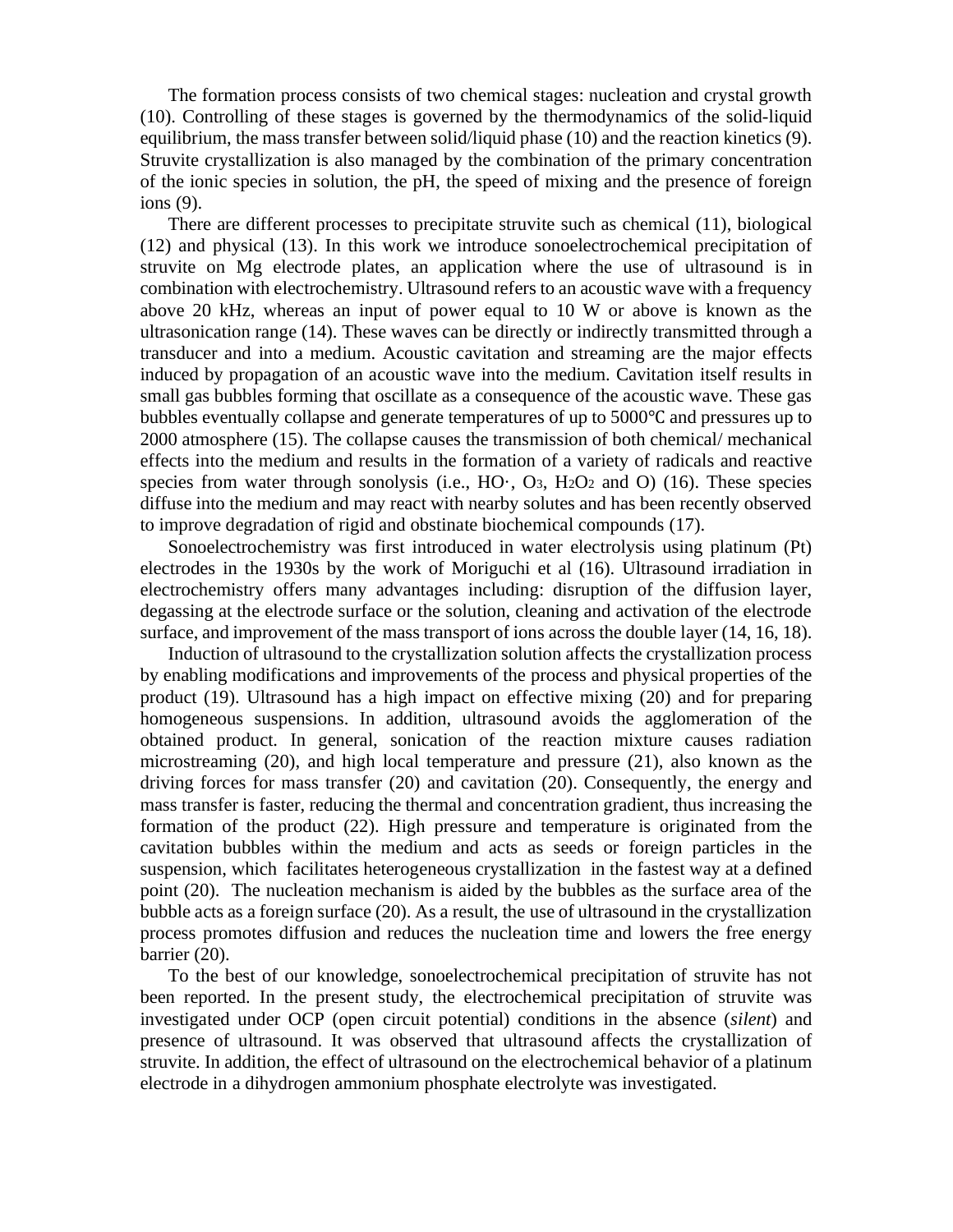The formation process consists of two chemical stages: nucleation and crystal growth (10). Controlling of these stages is governed by the thermodynamics of the solid-liquid equilibrium, the mass transfer between solid/liquid phase (10) and the reaction kinetics (9). Struvite crystallization is also managed by the combination of the primary concentration of the ionic species in solution, the pH, the speed of mixing and the presence of foreign ions (9).

There are different processes to precipitate struvite such as chemical (11), biological (12) and physical (13). In this work we introduce sonoelectrochemical precipitation of struvite on Mg electrode plates, an application where the use of ultrasound is in combination with electrochemistry. Ultrasound refers to an acoustic wave with a frequency above 20 kHz, whereas an input of power equal to 10 W or above is known as the ultrasonication range (14). These waves can be directly or indirectly transmitted through a transducer and into a medium. Acoustic cavitation and streaming are the major effects induced by propagation of an acoustic wave into the medium. Cavitation itself results in small gas bubbles forming that oscillate as a consequence of the acoustic wave. These gas bubbles eventually collapse and generate temperatures of up to 5000℃ and pressures up to 2000 atmosphere (15). The collapse causes the transmission of both chemical/ mechanical effects into the medium and results in the formation of a variety of radicals and reactive species from water through sonolysis (i.e., $HO\cdot$, $O_3$, $H_2O_2$ and O) (16). These species diffuse into the medium and may react with nearby solutes and has been recently observed to improve degradation of rigid and obstinate biochemical compounds (17).

Sonoelectrochemistry was first introduced in water electrolysis using platinum (Pt) electrodes in the 1930s by the work of Moriguchi et al (16). Ultrasound irradiation in electrochemistry offers many advantages including: disruption of the diffusion layer, degassing at the electrode surface or the solution, cleaning and activation of the electrode surface, and improvement of the mass transport of ions across the double layer (14, 16, 18).

Induction of ultrasound to the crystallization solution affects the crystallization process by enabling modifications and improvements of the process and physical properties of the product (19). Ultrasound has a high impact on effective mixing (20) and for preparing homogeneous suspensions. In addition, ultrasound avoids the agglomeration of the obtained product. In general, sonication of the reaction mixture causes radiation microstreaming (20), and high local temperature and pressure (21), also known as the driving forces for mass transfer (20) and cavitation (20). Consequently, the energy and mass transfer is faster, reducing the thermal and concentration gradient, thus increasing the formation of the product (22). High pressure and temperature is originated from the cavitation bubbles within the medium and acts as seeds or foreign particles in the suspension, which facilitates heterogeneous crystallization in the fastest way at a defined point (20). The nucleation mechanism is aided by the bubbles as the surface area of the bubble acts as a foreign surface (20). As a result, the use of ultrasound in the crystallization process promotes diffusion and reduces the nucleation time and lowers the free energy barrier (20).

To the best of our knowledge, sonoelectrochemical precipitation of struvite has not been reported. In the present study, the electrochemical precipitation of struvite was investigated under OCP (open circuit potential) conditions in the absence (*silent*) and presence of ultrasound. It was observed that ultrasound affects the crystallization of struvite. In addition, the effect of ultrasound on the electrochemical behavior of a platinum electrode in a dihydrogen ammonium phosphate electrolyte was investigated.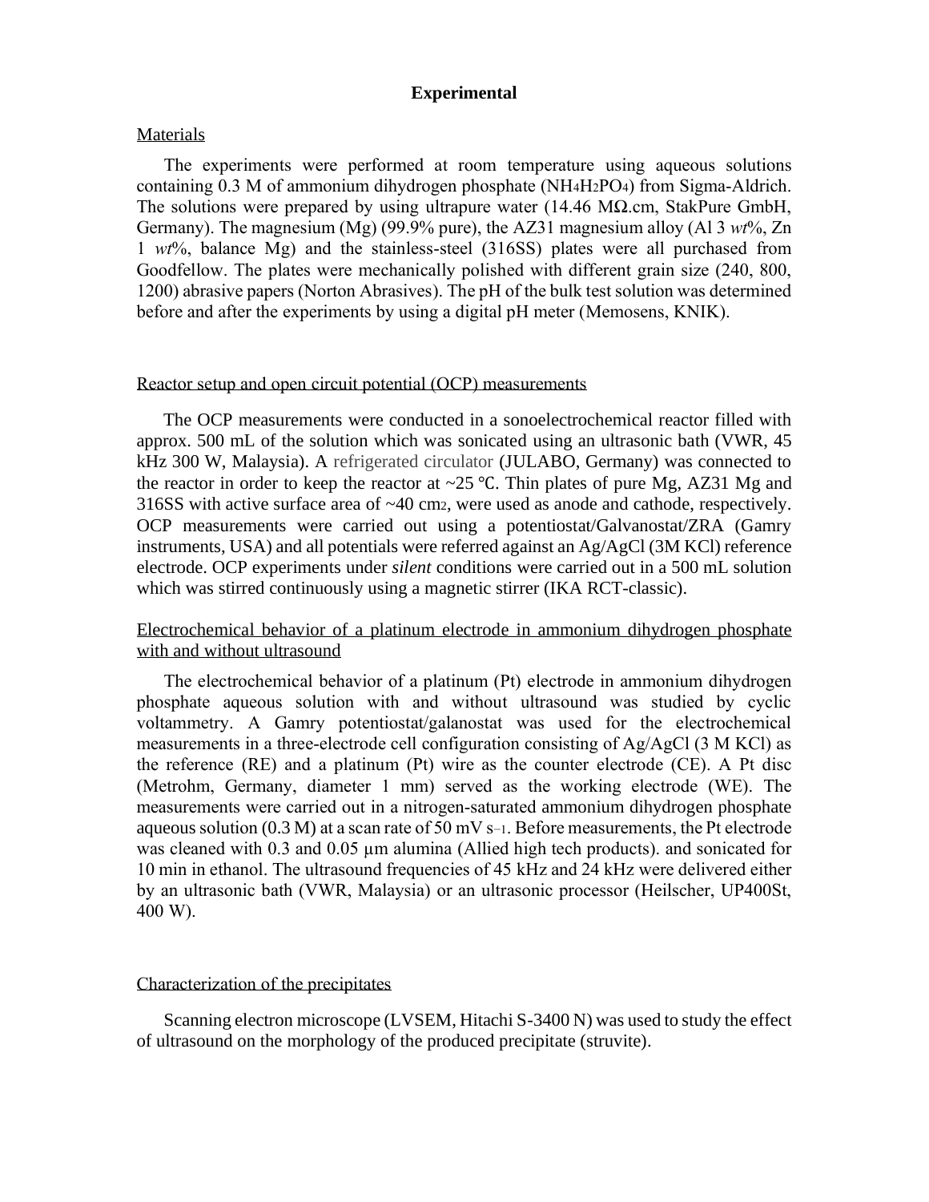# Experimental

## Materials

The experiments were performed at room temperature using aqueous solutions containing 0.3 M of ammonium dihydrogen phosphate ($NH_4H_2PO_4$) from Sigma-Aldrich. The solutions were prepared by using ultrapure water (14.46 MΩ.cm, StakPure GmbH, Germany). The magnesium (Mg) (99.9% pure), the AZ31 magnesium alloy (Al 3 *wt*%, Zn 1 *wt*%, balance Mg) and the stainless-steel (316SS) plates were all purchased from Goodfellow. The plates were mechanically polished with different grain size (240, 800, 1200) abrasive papers (Norton Abrasives). The pH of the bulk test solution was determined before and after the experiments by using a digital pH meter (Memosens, KNIK).

## Reactor setup and open circuit potential (OCP) measurements

The OCP measurements were conducted in a sonoelectrochemical reactor filled with approx. 500 mL of the solution which was sonicated using an ultrasonic bath (VWR, 45 kHz 300 W, Malaysia). A refrigerated circulator (JULABO, Germany) was connected to the reactor in order to keep the reactor at ~25 ℃. Thin plates of pure Mg, AZ31 Mg and 316SS with active surface area of ~40 $cm^2$, were used as anode and cathode, respectively. OCP measurements were carried out using a potentiostat/Galvanostat/ZRA (Gamry instruments, USA) and all potentials were referred against an Ag/AgCl (3M KCl) reference electrode. OCP experiments under *silent* conditions were carried out in a 500 mL solution which was stirred continuously using a magnetic stirrer (IKA RCT-classic).

## Electrochemical behavior of a platinum electrode in ammonium dihydrogen phosphate with and without ultrasound

The electrochemical behavior of a platinum (Pt) electrode in ammonium dihydrogen phosphate aqueous solution with and without ultrasound was studied by cyclic voltammetry. A Gamry potentiostat/galanostat was used for the electrochemical measurements in a three-electrode cell configuration consisting of Ag/AgCl (3 M KCl) as the reference (RE) and a platinum (Pt) wire as the counter electrode (CE). A Pt disc (Metrohm, Germany, diameter 1 mm) served as the working electrode (WE). The measurements were carried out in a nitrogen-saturated ammonium dihydrogen phosphate aqueous solution (0.3 M) at a scan rate of 50 mV $s^{-1}$. Before measurements, the Pt electrode was cleaned with 0.3 and 0.05 µm alumina (Allied high tech products). and sonicated for 10 min in ethanol. The ultrasound frequencies of 45 kHz and 24 kHz were delivered either by an ultrasonic bath (VWR, Malaysia) or an ultrasonic processor (Heilscher, UP400St, 400 W).

## Characterization of the precipitates

Scanning electron microscope (LVSEM, Hitachi S-3400 N) was used to study the effect of ultrasound on the morphology of the produced precipitate (struvite).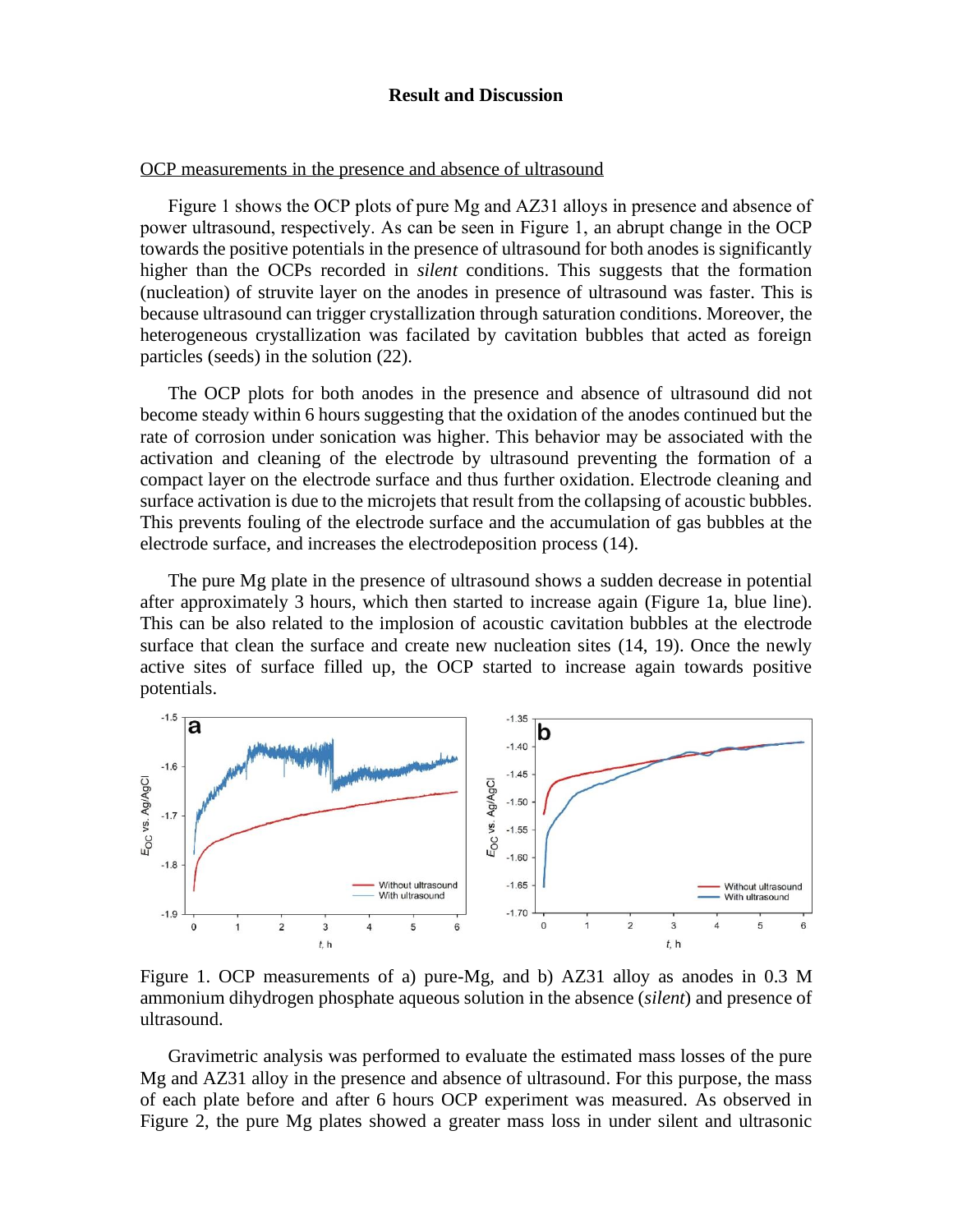## Result and Discussion

OCP measurements in the presence and absence of ultrasound

Figure 1 shows the OCP plots of pure Mg and AZ31 alloys in presence and absence of power ultrasound, respectively. As can be seen in Figure 1, an abrupt change in the OCP towards the positive potentials in the presence of ultrasound for both anodes is significantly higher than the OCPs recorded in *silent* conditions. This suggests that the formation (nucleation) of struvite layer on the anodes in presence of ultrasound was faster. This is because ultrasound can trigger crystallization through saturation conditions. Moreover, the heterogeneous crystallization was facilated by cavitation bubbles that acted as foreign particles (seeds) in the solution (22).

The OCP plots for both anodes in the presence and absence of ultrasound did not become steady within 6 hours suggesting that the oxidation of the anodes continued but the rate of corrosion under sonication was higher. This behavior may be associated with the activation and cleaning of the electrode by ultrasound preventing the formation of a compact layer on the electrode surface and thus further oxidation. Electrode cleaning and surface activation is due to the microjets that result from the collapsing of acoustic bubbles. This prevents fouling of the electrode surface and the accumulation of gas bubbles at the electrode surface, and increases the electrodeposition process (14).

The pure Mg plate in the presence of ultrasound shows a sudden decrease in potential after approximately 3 hours, which then started to increase again (Figure 1a, blue line). This can be also related to the implosion of acoustic cavitation bubbles at the electrode surface that clean the surface and create new nucleation sites (14, 19). Once the newly active sites of surface filled up, the OCP started to increase again towards positive potentials.

Figure 1. OCP measurements of a) pure-Mg, and b) AZ31 alloy as anodes in 0.3 M ammonium dihydrogen phosphate aqueous solution in the absence (*silent*) and presence of ultrasound.

Gravimetric analysis was performed to evaluate the estimated mass losses of the pure Mg and AZ31 alloy in the presence and absence of ultrasound. For this purpose, the mass of each plate before and after 6 hours OCP experiment was measured. As observed in Figure 2, the pure Mg plates showed a greater mass loss in under silent and ultrasonic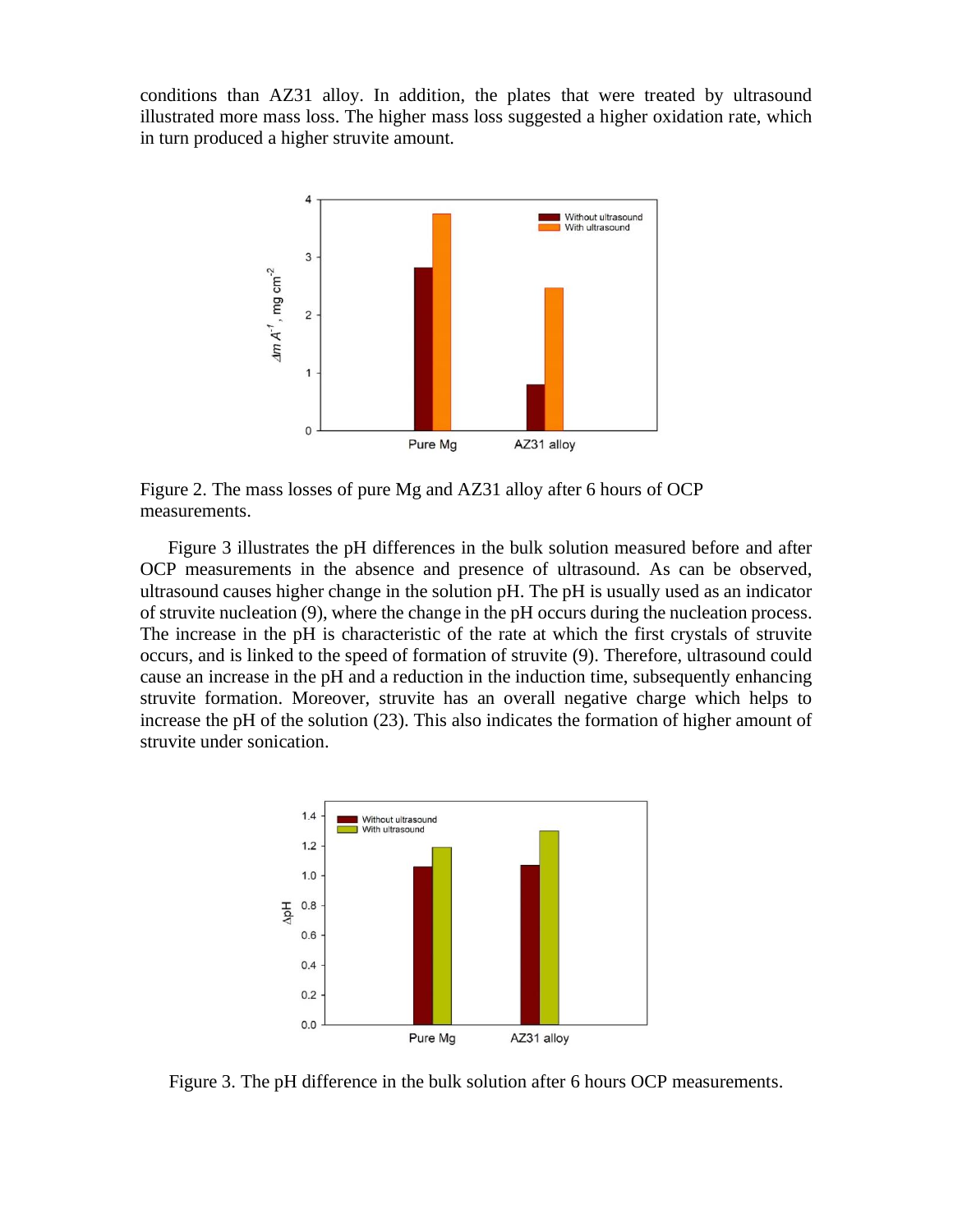conditions than AZ31 alloy. In addition, the plates that were treated by ultrasound illustrated more mass loss. The higher mass loss suggested a higher oxidation rate, which in turn produced a higher struvite amount.

Figure 2. The mass losses of pure Mg and AZ31 alloy after 6 hours of OCP measurements.

Figure 3 illustrates the pH differences in the bulk solution measured before and after OCP measurements in the absence and presence of ultrasound. As can be observed, ultrasound causes higher change in the solution pH. The pH is usually used as an indicator of struvite nucleation (9), where the change in the pH occurs during the nucleation process. The increase in the pH is characteristic of the rate at which the first crystals of struvite occurs, and is linked to the speed of formation of struvite (9). Therefore, ultrasound could cause an increase in the pH and a reduction in the induction time, subsequently enhancing struvite formation. Moreover, struvite has an overall negative charge which helps to increase the pH of the solution (23). This also indicates the formation of higher amount of struvite under sonication.

Figure 3. The pH difference in the bulk solution after 6 hours OCP measurements.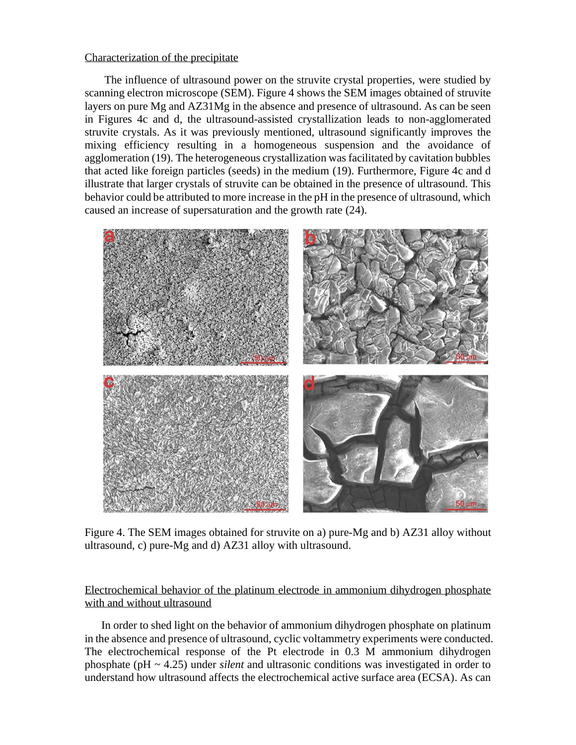Characterization of the precipitate

The influence of ultrasound power on the struvite crystal properties, were studied by scanning electron microscope (SEM). Figure 4 shows the SEM images obtained of struvite layers on pure Mg and AZ31Mg in the absence and presence of ultrasound. As can be seen in Figures 4c and d, the ultrasound-assisted crystallization leads to non-agglomerated struvite crystals. As it was previously mentioned, ultrasound significantly improves the mixing efficiency resulting in a homogeneous suspension and the avoidance of agglomeration (19). The heterogeneous crystallization was facilitated by cavitation bubbles that acted like foreign particles (seeds) in the medium (19). Furthermore, Figure 4c and d illustrate that larger crystals of struvite can be obtained in the presence of ultrasound. This behavior could be attributed to more increase in the pH in the presence of ultrasound, which caused an increase of supersaturation and the growth rate (24).

Figure 4. The SEM images obtained for struvite on a) pure-Mg and b) AZ31 alloy without ultrasound, c) pure-Mg and d) AZ31 alloy with ultrasound.

Electrochemical behavior of the platinum electrode in ammonium dihydrogen phosphate with and without ultrasound

In order to shed light on the behavior of ammonium dihydrogen phosphate on platinum in the absence and presence of ultrasound, cyclic voltammetry experiments were conducted. The electrochemical response of the Pt electrode in 0.3 M ammonium dihydrogen phosphate (pH ~ 4.25) under *silent* and ultrasonic conditions was investigated in order to understand how ultrasound affects the electrochemical active surface area (ECSA). As can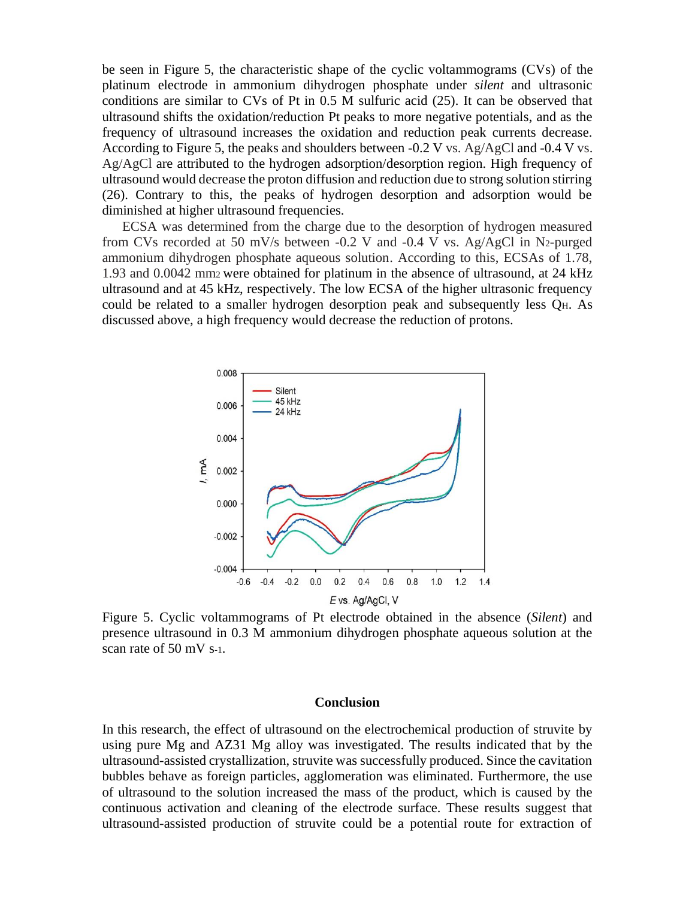be seen in Figure 5, the characteristic shape of the cyclic voltammograms (CVs) of the platinum electrode in ammonium dihydrogen phosphate under *silent* and ultrasonic conditions are similar to CVs of Pt in 0.5 M sulfuric acid (25). It can be observed that ultrasound shifts the oxidation/reduction Pt peaks to more negative potentials, and as the frequency of ultrasound increases the oxidation and reduction peak currents decrease. According to Figure 5, the peaks and shoulders between -0.2 V vs. Ag/AgCl and -0.4 V vs. Ag/AgCl are attributed to the hydrogen adsorption/desorption region. High frequency of ultrasound would decrease the proton diffusion and reduction due to strong solution stirring (26). Contrary to this, the peaks of hydrogen desorption and adsorption would be diminished at higher ultrasound frequencies.

ECSA was determined from the charge due to the desorption of hydrogen measured from CVs recorded at 50 mV/s between -0.2 V and -0.4 V vs. Ag/AgCl in $N_2$-purged ammonium dihydrogen phosphate aqueous solution. According to this, ECSAs of 1.78, 1.93 and 0.0042 $mm^2$ were obtained for platinum in the absence of ultrasound, at 24 kHz ultrasound and at 45 kHz, respectively. The low ECSA of the higher ultrasonic frequency could be related to a smaller hydrogen desorption peak and subsequently less $Q_H$. As discussed above, a high frequency would decrease the reduction of protons.

Figure 5. Cyclic voltammograms of Pt electrode obtained in the absence (*Silent*) and presence ultrasound in 0.3 M ammonium dihydrogen phosphate aqueous solution at the scan rate of 50 mV $s^{-1}$.

## Conclusion

In this research, the effect of ultrasound on the electrochemical production of struvite by using pure Mg and AZ31 Mg alloy was investigated. The results indicated that by the ultrasound-assisted crystallization, struvite was successfully produced. Since the cavitation bubbles behave as foreign particles, agglomeration was eliminated. Furthermore, the use of ultrasound to the solution increased the mass of the product, which is caused by the continuous activation and cleaning of the electrode surface. These results suggest that ultrasound-assisted production of struvite could be a potential route for extraction of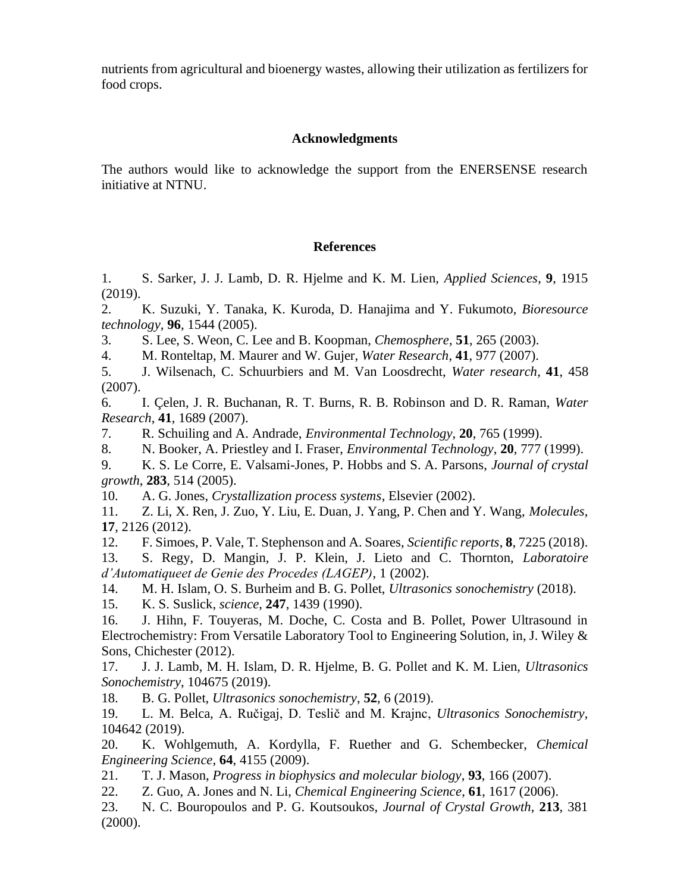nutrients from agricultural and bioenergy wastes, allowing their utilization as fertilizers for food crops.

## Acknowledgments

The authors would like to acknowledge the support from the ENERSENSE research initiative at NTNU.

## References

1. S. Sarker, J. J. Lamb, D. R. Hjelme and K. M. Lien, *Applied Sciences*, **9**, 1915 (2019).
2. K. Suzuki, Y. Tanaka, K. Kuroda, D. Hanajima and Y. Fukumoto, *Bioresource technology*, **96**, 1544 (2005).
3. S. Lee, S. Weon, C. Lee and B. Koopman, *Chemosphere*, **51**, 265 (2003).
4. M. Ronteltap, M. Maurer and W. Gujer, *Water Research*, **41**, 977 (2007).
5. J. Wilsenach, C. Schuurbiers and M. Van Loosdrecht, *Water research*, **41**, 458 (2007).
6. I. Çelen, J. R. Buchanan, R. T. Burns, R. B. Robinson and D. R. Raman, *Water Research*, **41**, 1689 (2007).
7. R. Schuiling and A. Andrade, *Environmental Technology*, **20**, 765 (1999).
8. N. Booker, A. Priestley and I. Fraser, *Environmental Technology*, **20**, 777 (1999).
9. K. S. Le Corre, E. Valsami-Jones, P. Hobbs and S. A. Parsons, *Journal of crystal growth*, **283**, 514 (2005).
10. A. G. Jones, *Crystallization process systems*, Elsevier (2002).
11. Z. Li, X. Ren, J. Zuo, Y. Liu, E. Duan, J. Yang, P. Chen and Y. Wang, *Molecules*, **17**, 2126 (2012).
12. F. Simoes, P. Vale, T. Stephenson and A. Soares, *Scientific reports*, **8**, 7225 (2018).
13. S. Regy, D. Mangin, J. P. Klein, J. Lieto and C. Thornton, *Laboratoire d'Automatiqueet de Genie des Procedes (LAGEP)*, 1 (2002).
14. M. H. Islam, O. S. Burheim and B. G. Pollet, *Ultrasonics sonochemistry* (2018).
15. K. S. Suslick, *science*, **247**, 1439 (1990).
16. J. Hihn, F. Touyeras, M. Doche, C. Costa and B. Pollet, Power Ultrasound in Electrochemistry: From Versatile Laboratory Tool to Engineering Solution, in, J. Wiley & Sons, Chichester (2012).
17. J. J. Lamb, M. H. Islam, D. R. Hjelme, B. G. Pollet and K. M. Lien, *Ultrasonics Sonochemistry*, 104675 (2019).
18. B. G. Pollet, *Ultrasonics sonochemistry*, **52**, 6 (2019).
19. L. M. Belca, A. Ručigaj, D. Teslič and M. Krajnc, *Ultrasonics Sonochemistry*, 104642 (2019).
20. K. Wohlgemuth, A. Kordylla, F. Ruether and G. Schembecker, *Chemical Engineering Science*, **64**, 4155 (2009).
21. T. J. Mason, *Progress in biophysics and molecular biology*, **93**, 166 (2007).
22. Z. Guo, A. Jones and N. Li, *Chemical Engineering Science*, **61**, 1617 (2006).
23. N. C. Bouropoulos and P. G. Koutsoukos, *Journal of Crystal Growth*, **213**, 381 (2000).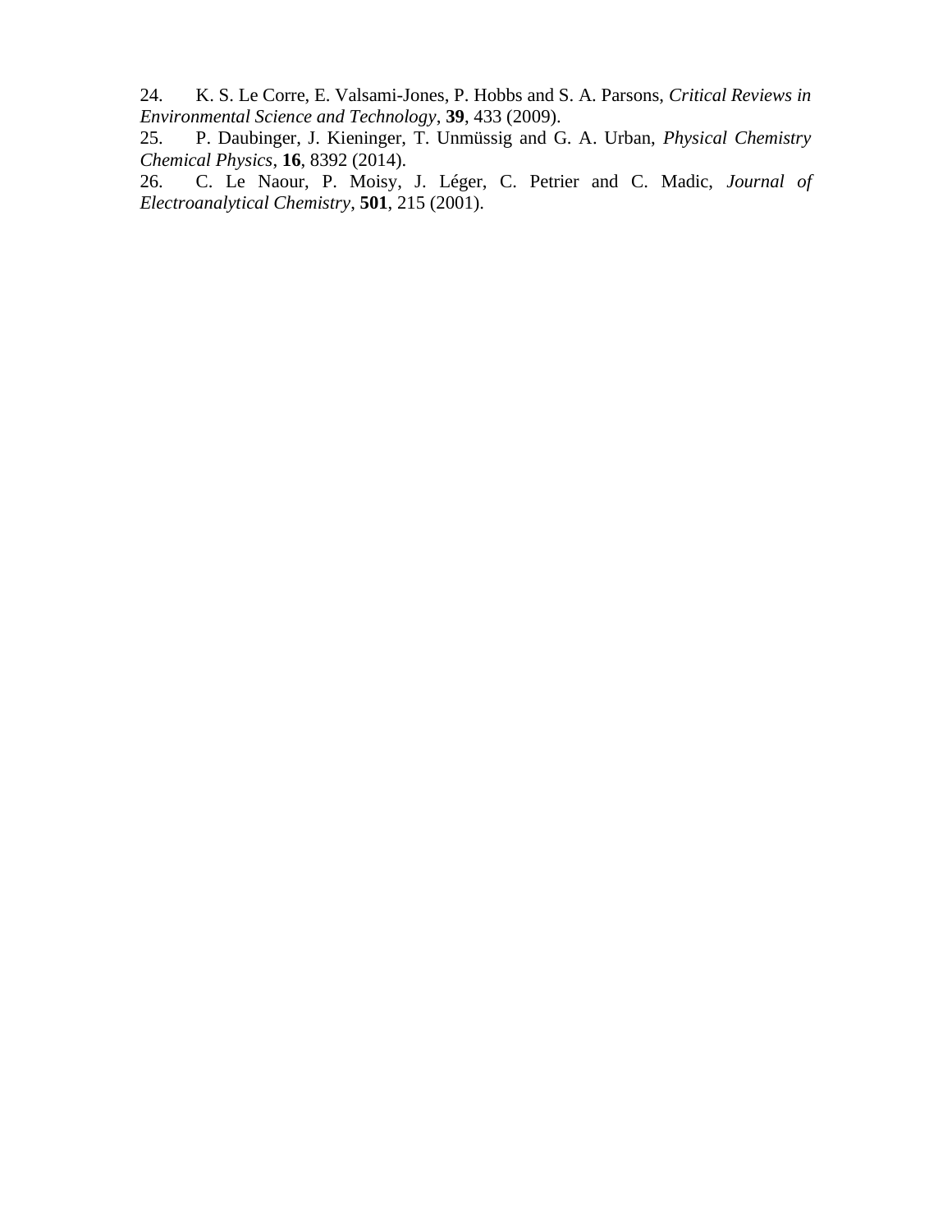24. K. S. Le Corre, E. Valsami-Jones, P. Hobbs and S. A. Parsons, *Critical Reviews in Environmental Science and Technology*, **39**, 433 (2009).

25. P. Daubinger, J. Kieninger, T. Unmüssig and G. A. Urban, *Physical Chemistry Chemical Physics*, **16**, 8392 (2014).

26. C. Le Naour, P. Moisy, J. Léger, C. Petrier and C. Madic, *Journal of Electroanalytical Chemistry*, **501**, 215 (2001).